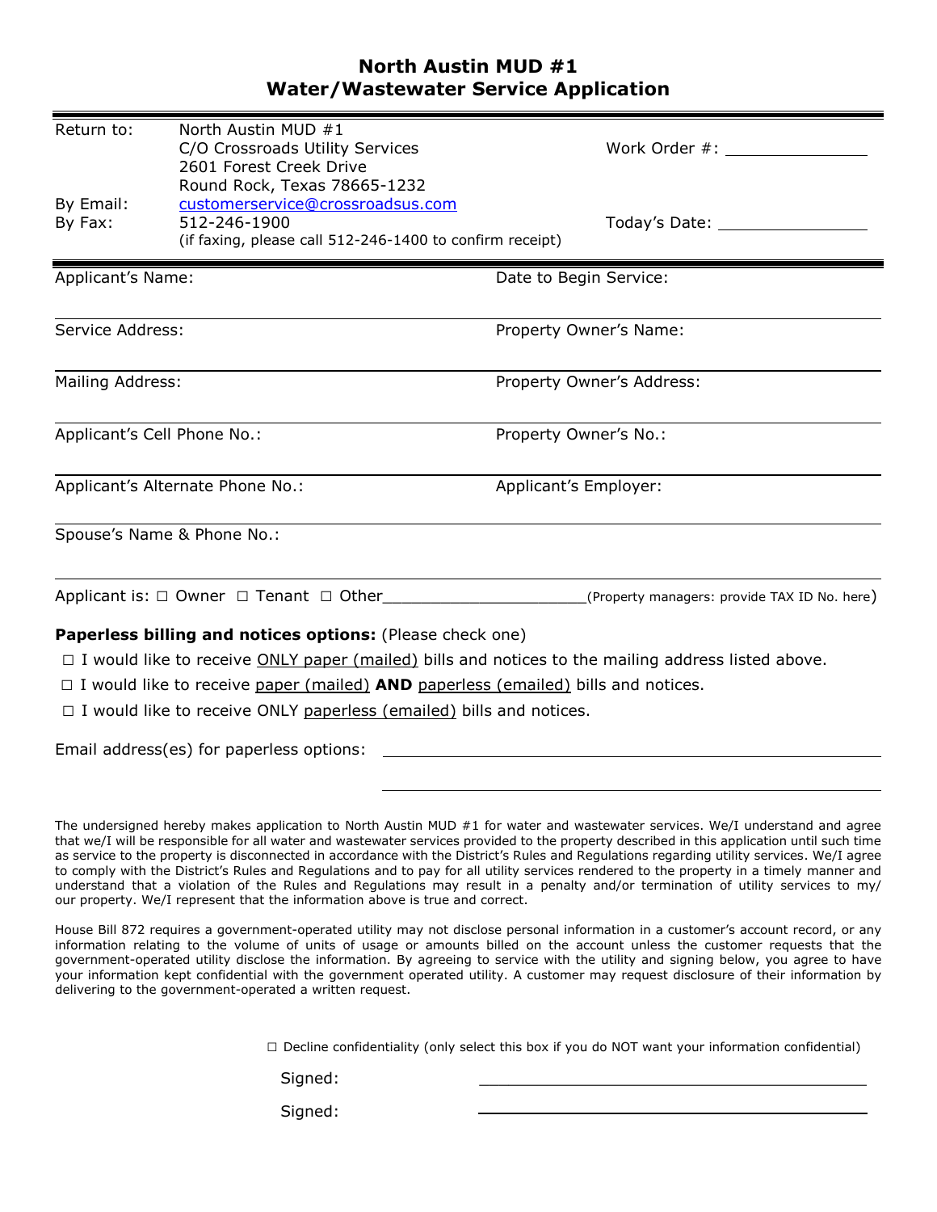# North Austin MUD #1
## Water/Wastewater Service Application

Return to: North Austin MUD #1
C/O Crossroads Utility Services
2601 Forest Creek Drive
Round Rock, Texas 78665-1232

By Email: customerservice@crossroadsus.com

By Fax: 512-246-1900
(if faxing, please call 512-246-1400 to confirm receipt)

Work Order #: _______________

Today's Date: _______________

---

Applicant's Name: 

Date to Begin Service: 

Service Address: 

Property Owner's Name: 

Mailing Address: 

Property Owner's Address: 

Applicant's Cell Phone No.: 

Property Owner's No.: 

Applicant's Alternate Phone No.: 

Applicant's Employer: 

Spouse's Name & Phone No.: 

Applicant is: ☐ Owner ☐ Tenant ☐ Other______________________(Property managers: provide TAX ID No. here)

**Paperless billing and notices options:** (Please check one)

☐ I would like to receive ONLY paper (mailed) bills and notices to the mailing address listed above.

☐ I would like to receive paper (mailed) **AND** paperless (emailed) bills and notices.

☐ I would like to receive ONLY paperless (emailed) bills and notices.

Email address(es) for paperless options: _______________________________________

_______________________________________

The undersigned hereby makes application to North Austin MUD #1 for water and wastewater services. We/I understand and agree that we/I will be responsible for all water and wastewater services provided to the property described in this application until such time as service to the property is disconnected in accordance with the District's Rules and Regulations regarding utility services. We/I agree to comply with the District's Rules and Regulations and to pay for all utility services rendered to the property in a timely manner and understand that a violation of the Rules and Regulations may result in a penalty and/or termination of utility services to my/our property. We/I represent that the information above is true and correct.

House Bill 872 requires a government-operated utility may not disclose personal information in a customer's account record, or any information relating to the volume of units of usage or amounts billed on the account unless the customer requests that the government-operated utility disclose the information. By agreeing to service with the utility and signing below, you agree to have your information kept confidential with the government operated utility. A customer may request disclosure of their information by delivering to the government-operated a written request.

☐ Decline confidentiality (only select this box if you do NOT want your information confidential)

Signed: _______________________________________

Signed: _______________________________________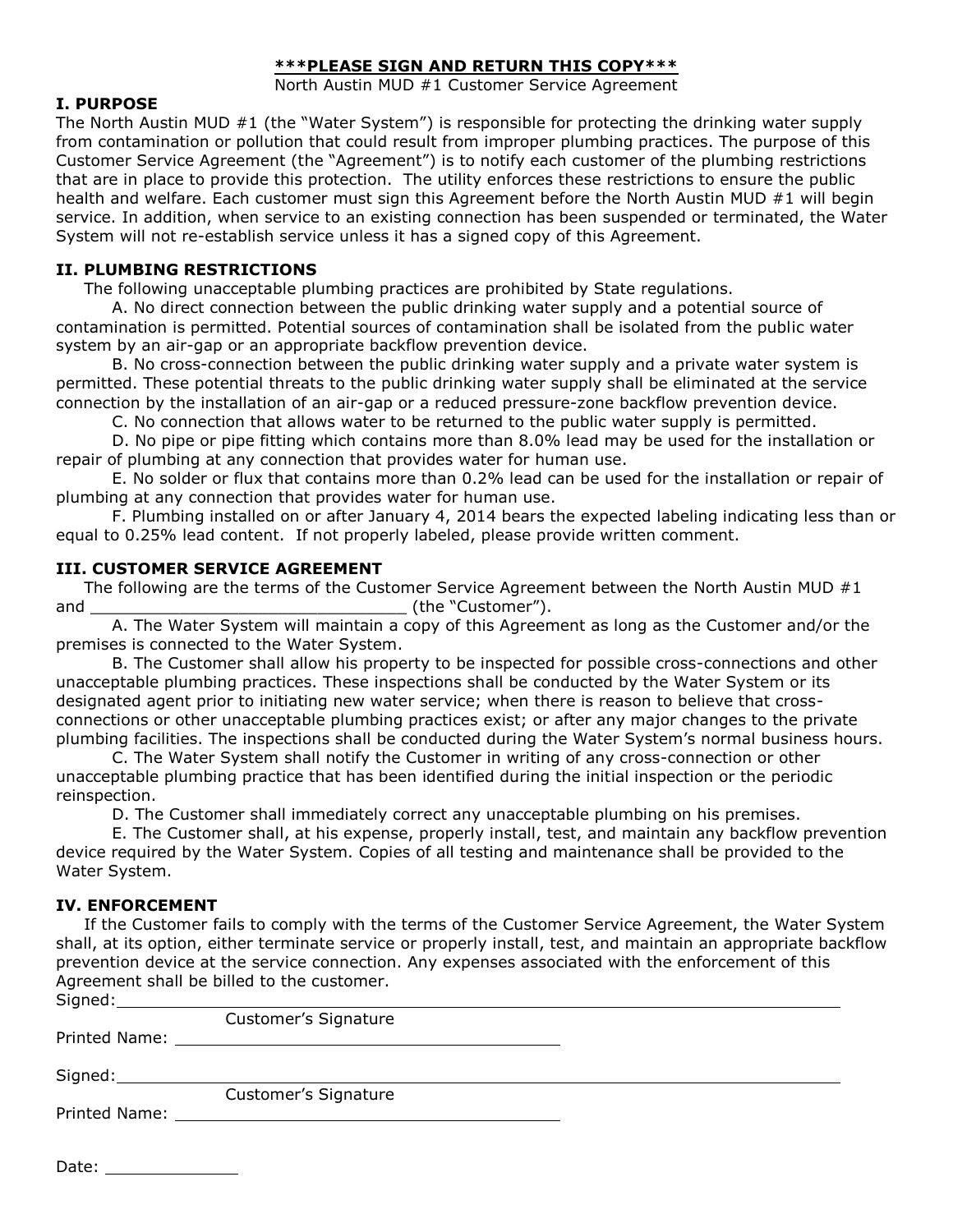**\*\*\*PLEASE SIGN AND RETURN THIS COPY\*\*\***

North Austin MUD #1 Customer Service Agreement

## I. PURPOSE

The North Austin MUD #1 (the "Water System") is responsible for protecting the drinking water supply from contamination or pollution that could result from improper plumbing practices. The purpose of this Customer Service Agreement (the "Agreement") is to notify each customer of the plumbing restrictions that are in place to provide this protection. The utility enforces these restrictions to ensure the public health and welfare. Each customer must sign this Agreement before the North Austin MUD #1 will begin service. In addition, when service to an existing connection has been suspended or terminated, the Water System will not re-establish service unless it has a signed copy of this Agreement.

## II. PLUMBING RESTRICTIONS

The following unacceptable plumbing practices are prohibited by State regulations.

A. No direct connection between the public drinking water supply and a potential source of contamination is permitted. Potential sources of contamination shall be isolated from the public water system by an air-gap or an appropriate backflow prevention device.

B. No cross-connection between the public drinking water supply and a private water system is permitted. These potential threats to the public drinking water supply shall be eliminated at the service connection by the installation of an air-gap or a reduced pressure-zone backflow prevention device.

C. No connection that allows water to be returned to the public water supply is permitted.

D. No pipe or pipe fitting which contains more than 8.0% lead may be used for the installation or repair of plumbing at any connection that provides water for human use.

E. No solder or flux that contains more than 0.2% lead can be used for the installation or repair of plumbing at any connection that provides water for human use.

F. Plumbing installed on or after January 4, 2014 bears the expected labeling indicating less than or equal to 0.25% lead content. If not properly labeled, please provide written comment.

## III. CUSTOMER SERVICE AGREEMENT

The following are the terms of the Customer Service Agreement between the North Austin MUD #1 and ________________________________ (the "Customer").

A. The Water System will maintain a copy of this Agreement as long as the Customer and/or the premises is connected to the Water System.

B. The Customer shall allow his property to be inspected for possible cross-connections and other unacceptable plumbing practices. These inspections shall be conducted by the Water System or its designated agent prior to initiating new water service; when there is reason to believe that cross-connections or other unacceptable plumbing practices exist; or after any major changes to the private plumbing facilities. The inspections shall be conducted during the Water System's normal business hours.

C. The Water System shall notify the Customer in writing of any cross-connection or other unacceptable plumbing practice that has been identified during the initial inspection or the periodic reinspection.

D. The Customer shall immediately correct any unacceptable plumbing on his premises.

E. The Customer shall, at his expense, properly install, test, and maintain any backflow prevention device required by the Water System. Copies of all testing and maintenance shall be provided to the Water System.

## IV. ENFORCEMENT

If the Customer fails to comply with the terms of the Customer Service Agreement, the Water System shall, at its option, either terminate service or properly install, test, and maintain an appropriate backflow prevention device at the service connection. Any expenses associated with the enforcement of this Agreement shall be billed to the customer.

Signed: ________________________________________________
Customer's Signature

Printed Name: ________________________________

Signed: ________________________________________________
Customer's Signature

Printed Name: ________________________________

Date: ____________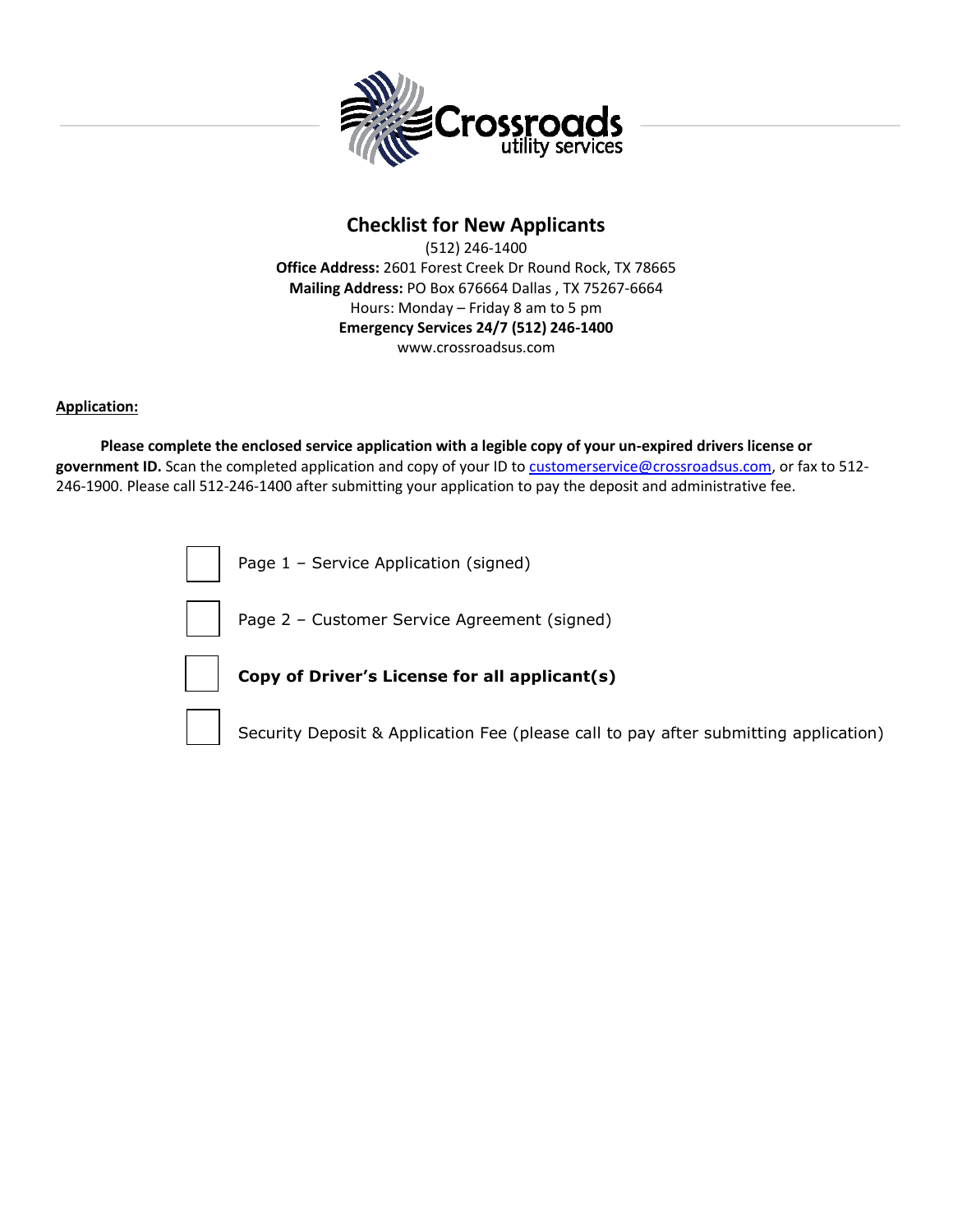# Checklist for New Applicants

(512) 246-1400
**Office Address:** 2601 Forest Creek Dr Round Rock, TX 78665
**Mailing Address:** PO Box 676664 Dallas , TX 75267-6664
Hours: Monday – Friday 8 am to 5 pm
**Emergency Services 24/7 (512) 246-1400**
www.crossroadsus.com

**Application:**

**Please complete the enclosed service application with a legible copy of your un-expired drivers license or government ID.** Scan the completed application and copy of your ID to customerservice@crossroadsus.com, or fax to 512-246-1900. Please call 512-246-1400 after submitting your application to pay the deposit and administrative fee.

- ☐ Page 1 – Service Application (signed)
- ☐ Page 2 – Customer Service Agreement (signed)
- ☐ **Copy of Driver's License for all applicant(s)**
- ☐ Security Deposit & Application Fee (please call to pay after submitting application)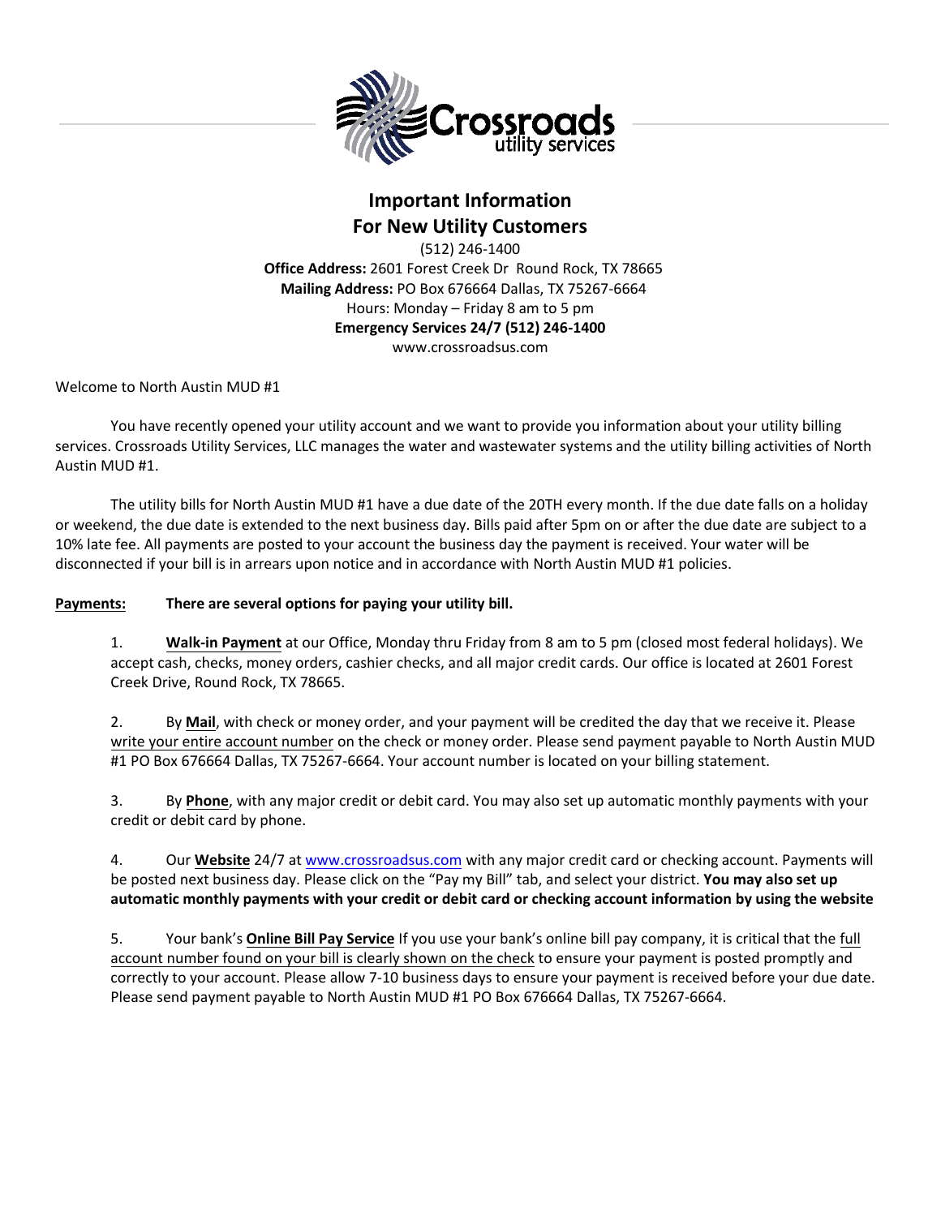# Important Information
# For New Utility Customers

(512) 246-1400
**Office Address:** 2601 Forest Creek Dr Round Rock, TX 78665
**Mailing Address:** PO Box 676664 Dallas, TX 75267-6664
Hours: Monday – Friday 8 am to 5 pm
**Emergency Services 24/7 (512) 246-1400**
www.crossroadsus.com

Welcome to North Austin MUD #1

You have recently opened your utility account and we want to provide you information about your utility billing services. Crossroads Utility Services, LLC manages the water and wastewater systems and the utility billing activities of North Austin MUD #1.

The utility bills for North Austin MUD #1 have a due date of the 20TH every month. If the due date falls on a holiday or weekend, the due date is extended to the next business day. Bills paid after 5pm on or after the due date are subject to a 10% late fee. All payments are posted to your account the business day the payment is received. Your water will be disconnected if your bill is in arrears upon notice and in accordance with North Austin MUD #1 policies.

**Payments:** **There are several options for paying your utility bill.**

1. **Walk-in Payment** at our Office, Monday thru Friday from 8 am to 5 pm (closed most federal holidays). We accept cash, checks, money orders, cashier checks, and all major credit cards. Our office is located at 2601 Forest Creek Drive, Round Rock, TX 78665.

2. By **Mail**, with check or money order, and your payment will be credited the day that we receive it. Please write your entire account number on the check or money order. Please send payment payable to North Austin MUD #1 PO Box 676664 Dallas, TX 75267-6664. Your account number is located on your billing statement.

3. By **Phone**, with any major credit or debit card. You may also set up automatic monthly payments with your credit or debit card by phone.

4. Our **Website** 24/7 at www.crossroadsus.com with any major credit card or checking account. Payments will be posted next business day. Please click on the "Pay my Bill" tab, and select your district. **You may also set up automatic monthly payments with your credit or debit card or checking account information by using the website**

5. Your bank's **Online Bill Pay Service** If you use your bank's online bill pay company, it is critical that the full account number found on your bill is clearly shown on the check to ensure your payment is posted promptly and correctly to your account. Please allow 7-10 business days to ensure your payment is received before your due date. Please send payment payable to North Austin MUD #1 PO Box 676664 Dallas, TX 75267-6664.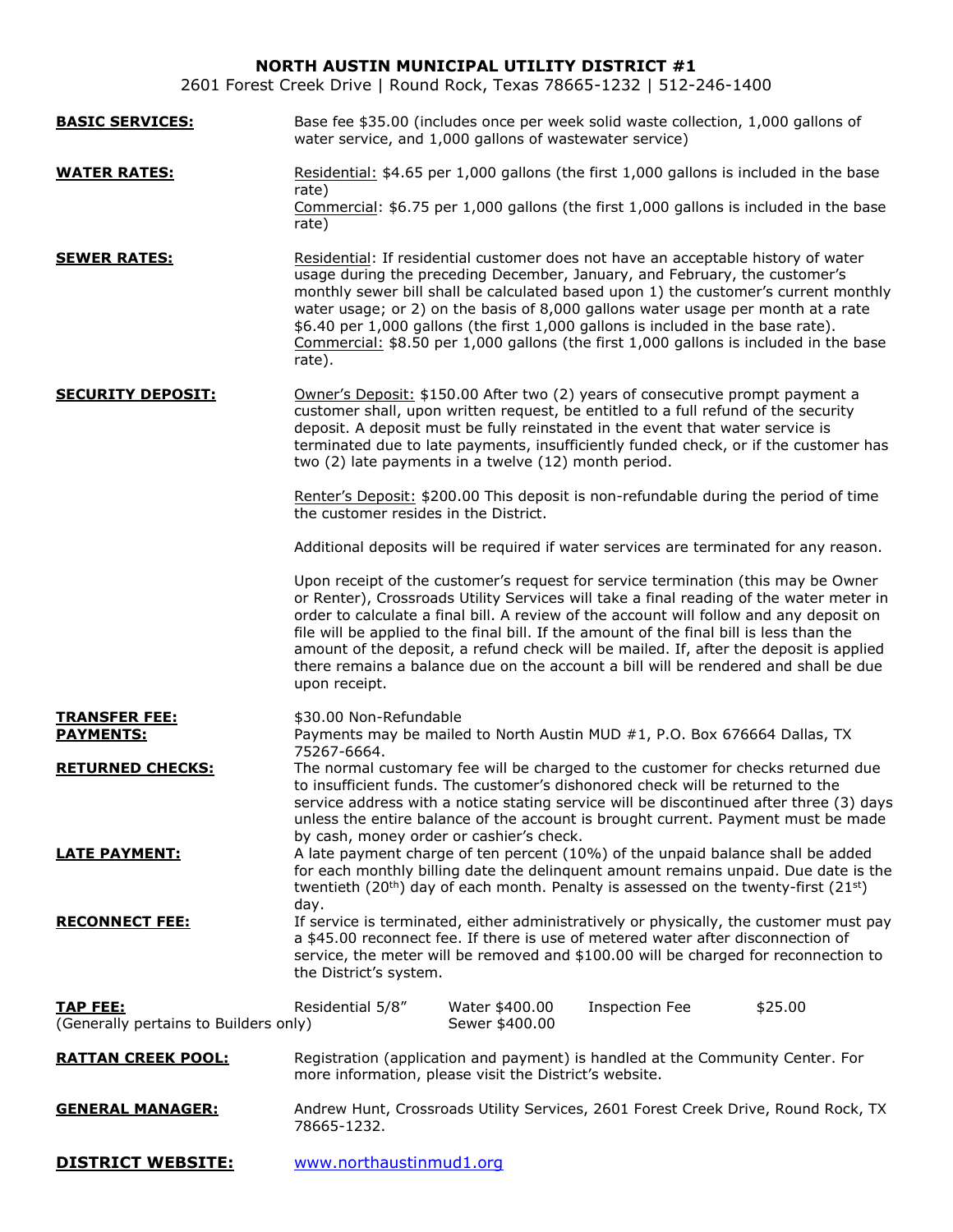## NORTH AUSTIN MUNICIPAL UTILITY DISTRICT #1

2601 Forest Creek Drive | Round Rock, Texas 78665-1232 | 512-246-1400

**BASIC SERVICES:** Base fee $35.00 (includes once per week solid waste collection, 1,000 gallons of water service, and 1,000 gallons of wastewater service)

**WATER RATES:** Residential: $4.65 per 1,000 gallons (the first 1,000 gallons is included in the base rate)
Commercial: $6.75 per 1,000 gallons (the first 1,000 gallons is included in the base rate)

**SEWER RATES:** Residential: If residential customer does not have an acceptable history of water usage during the preceding December, January, and February, the customer's monthly sewer bill shall be calculated based upon 1) the customer's current monthly water usage; or 2) on the basis of 8,000 gallons water usage per month at a rate $6.40 per 1,000 gallons (the first 1,000 gallons is included in the base rate).
Commercial: $8.50 per 1,000 gallons (the first 1,000 gallons is included in the base rate).

**SECURITY DEPOSIT:** Owner's Deposit: $150.00 After two (2) years of consecutive prompt payment a customer shall, upon written request, be entitled to a full refund of the security deposit. A deposit must be fully reinstated in the event that water service is terminated due to late payments, insufficiently funded check, or if the customer has two (2) late payments in a twelve (12) month period.

Renter's Deposit: $200.00 This deposit is non-refundable during the period of time the customer resides in the District.

Additional deposits will be required if water services are terminated for any reason.

Upon receipt of the customer's request for service termination (this may be Owner or Renter), Crossroads Utility Services will take a final reading of the water meter in order to calculate a final bill. A review of the account will follow and any deposit on file will be applied to the final bill. If the amount of the final bill is less than the amount of the deposit, a refund check will be mailed. If, after the deposit is applied there remains a balance due on the account a bill will be rendered and shall be due upon receipt.

**TRANSFER FEE:** $30.00 Non-Refundable

**PAYMENTS:** Payments may be mailed to North Austin MUD #1, P.O. Box 676664 Dallas, TX 75267-6664.

**RETURNED CHECKS:** The normal customary fee will be charged to the customer for checks returned due to insufficient funds. The customer's dishonored check will be returned to the service address with a notice stating service will be discontinued after three (3) days unless the entire balance of the account is brought current. Payment must be made by cash, money order or cashier's check.

**LATE PAYMENT:** A late payment charge of ten percent (10%) of the unpaid balance shall be added for each monthly billing date the delinquent amount remains unpaid. Due date is the twentieth (20th) day of each month. Penalty is assessed on the twenty-first (21st) day.

**RECONNECT FEE:** If service is terminated, either administratively or physically, the customer must pay a $45.00 reconnect fee. If there is use of metered water after disconnection of service, the meter will be removed and $100.00 will be charged for reconnection to the District's system.

**TAP FEE:** (Generally pertains to Builders only)

| | | | |
|---|---|---|---|
| Residential 5/8" | Water $400.00 | Inspection Fee | $25.00 |
| | Sewer $400.00 | | |

**RATTAN CREEK POOL:** Registration (application and payment) is handled at the Community Center. For more information, please visit the District's website.

**GENERAL MANAGER:** Andrew Hunt, Crossroads Utility Services, 2601 Forest Creek Drive, Round Rock, TX 78665-1232.

**DISTRICT WEBSITE:** www.northaustinmud1.org